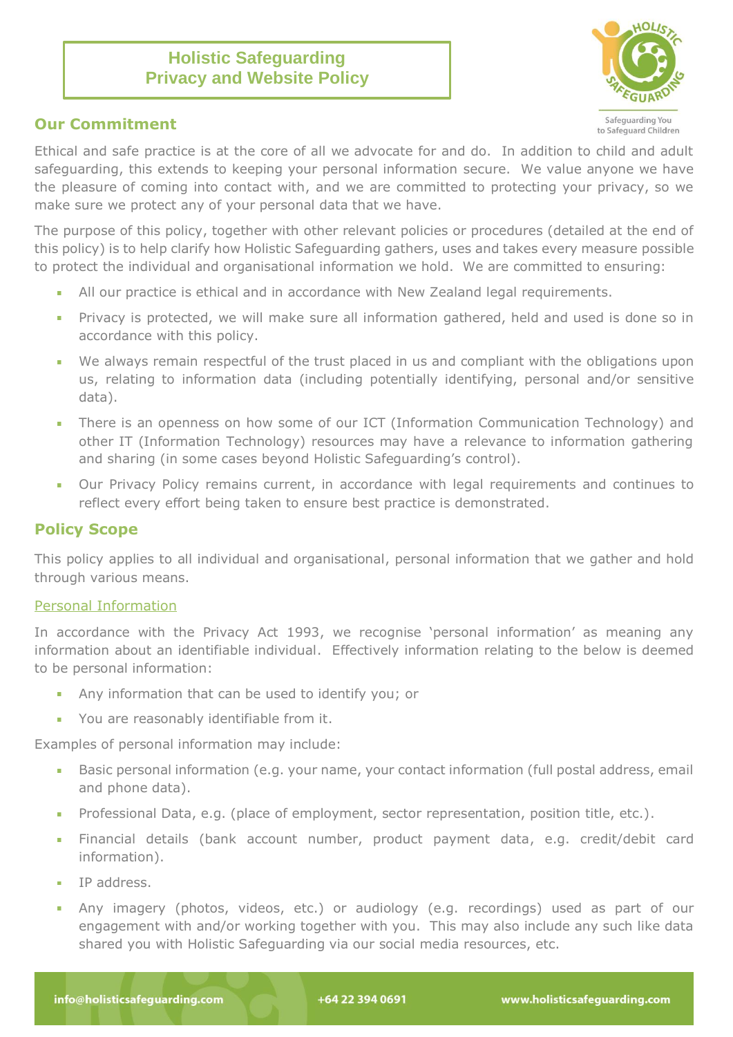# Holistic Safeguarding
# Privacy and Website Policy

## Our Commitment

Ethical and safe practice is at the core of all we advocate for and do. In addition to child and adult safeguarding, this extends to keeping your personal information secure. We value anyone we have the pleasure of coming into contact with, and we are committed to protecting your privacy, so we make sure we protect any of your personal data that we have.

The purpose of this policy, together with other relevant policies or procedures (detailed at the end of this policy) is to help clarify how Holistic Safeguarding gathers, uses and takes every measure possible to protect the individual and organisational information we hold. We are committed to ensuring:

- All our practice is ethical and in accordance with New Zealand legal requirements.
- Privacy is protected, we will make sure all information gathered, held and used is done so in accordance with this policy.
- We always remain respectful of the trust placed in us and compliant with the obligations upon us, relating to information data (including potentially identifying, personal and/or sensitive data).
- There is an openness on how some of our ICT (Information Communication Technology) and other IT (Information Technology) resources may have a relevance to information gathering and sharing (in some cases beyond Holistic Safeguarding's control).
- Our Privacy Policy remains current, in accordance with legal requirements and continues to reflect every effort being taken to ensure best practice is demonstrated.

## Policy Scope

This policy applies to all individual and organisational, personal information that we gather and hold through various means.

### Personal Information

In accordance with the Privacy Act 1993, we recognise 'personal information' as meaning any information about an identifiable individual. Effectively information relating to the below is deemed to be personal information:

- Any information that can be used to identify you; or
- You are reasonably identifiable from it.

Examples of personal information may include:

- Basic personal information (e.g. your name, your contact information (full postal address, email and phone data).
- Professional Data, e.g. (place of employment, sector representation, position title, etc.).
- Financial details (bank account number, product payment data, e.g. credit/debit card information).
- IP address.
- Any imagery (photos, videos, etc.) or audiology (e.g. recordings) used as part of our engagement with and/or working together with you. This may also include any such like data shared you with Holistic Safeguarding via our social media resources, etc.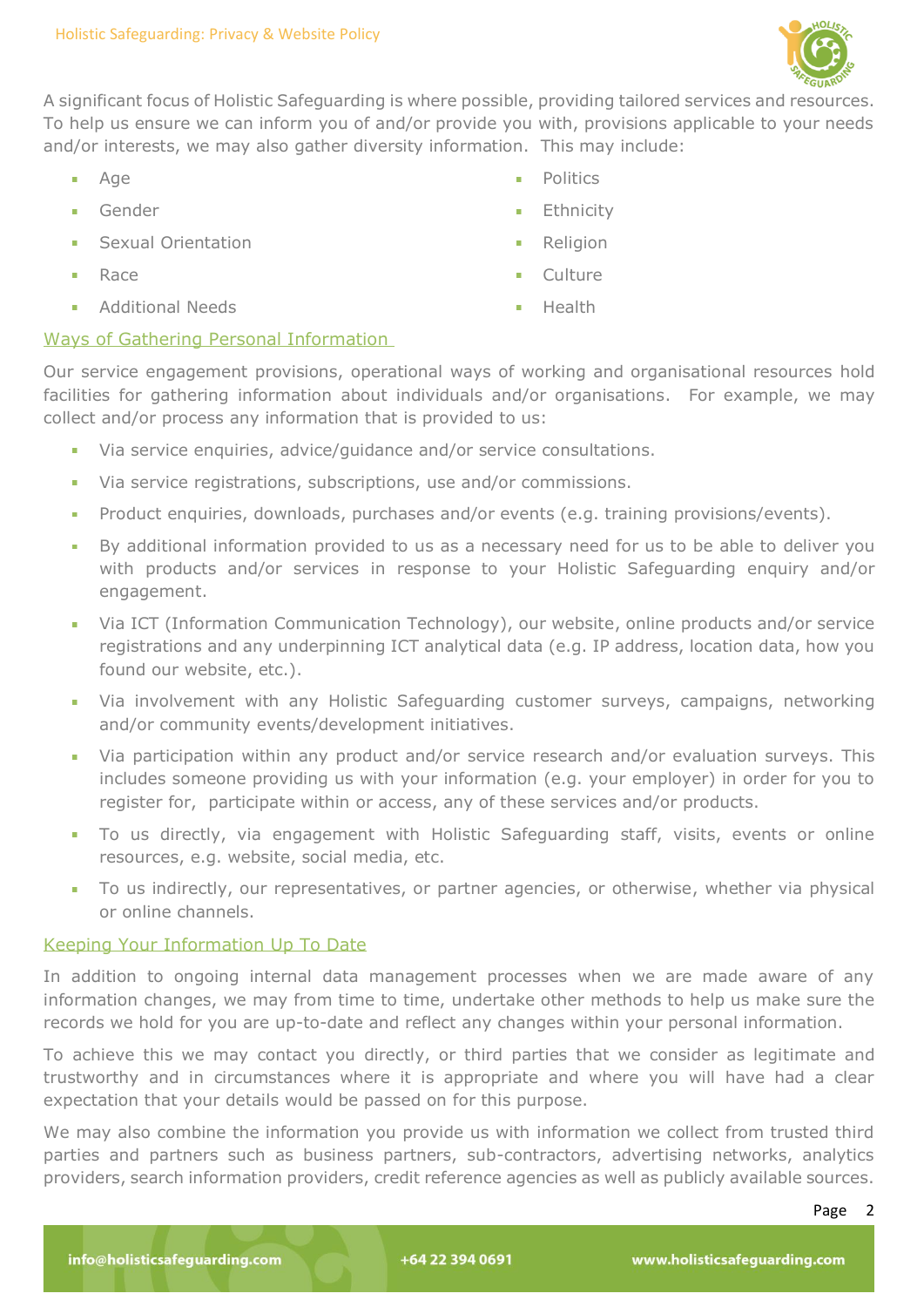A significant focus of Holistic Safeguarding is where possible, providing tailored services and resources. To help us ensure we can inform you of and/or provide you with, provisions applicable to your needs and/or interests, we may also gather diversity information. This may include:

- Age
- Gender
- Sexual Orientation
- Race
- Additional Needs
- Politics
- Ethnicity
- Religion
- Culture
- Health

## Ways of Gathering Personal Information

Our service engagement provisions, operational ways of working and organisational resources hold facilities for gathering information about individuals and/or organisations. For example, we may collect and/or process any information that is provided to us:

- Via service enquiries, advice/guidance and/or service consultations.
- Via service registrations, subscriptions, use and/or commissions.
- Product enquiries, downloads, purchases and/or events (e.g. training provisions/events).
- By additional information provided to us as a necessary need for us to be able to deliver you with products and/or services in response to your Holistic Safeguarding enquiry and/or engagement.
- Via ICT (Information Communication Technology), our website, online products and/or service registrations and any underpinning ICT analytical data (e.g. IP address, location data, how you found our website, etc.).
- Via involvement with any Holistic Safeguarding customer surveys, campaigns, networking and/or community events/development initiatives.
- Via participation within any product and/or service research and/or evaluation surveys. This includes someone providing us with your information (e.g. your employer) in order for you to register for, participate within or access, any of these services and/or products.
- To us directly, via engagement with Holistic Safeguarding staff, visits, events or online resources, e.g. website, social media, etc.
- To us indirectly, our representatives, or partner agencies, or otherwise, whether via physical or online channels.

## Keeping Your Information Up To Date

In addition to ongoing internal data management processes when we are made aware of any information changes, we may from time to time, undertake other methods to help us make sure the records we hold for you are up-to-date and reflect any changes within your personal information.

To achieve this we may contact you directly, or third parties that we consider as legitimate and trustworthy and in circumstances where it is appropriate and where you will have had a clear expectation that your details would be passed on for this purpose.

We may also combine the information you provide us with information we collect from trusted third parties and partners such as business partners, sub-contractors, advertising networks, analytics providers, search information providers, credit reference agencies as well as publicly available sources.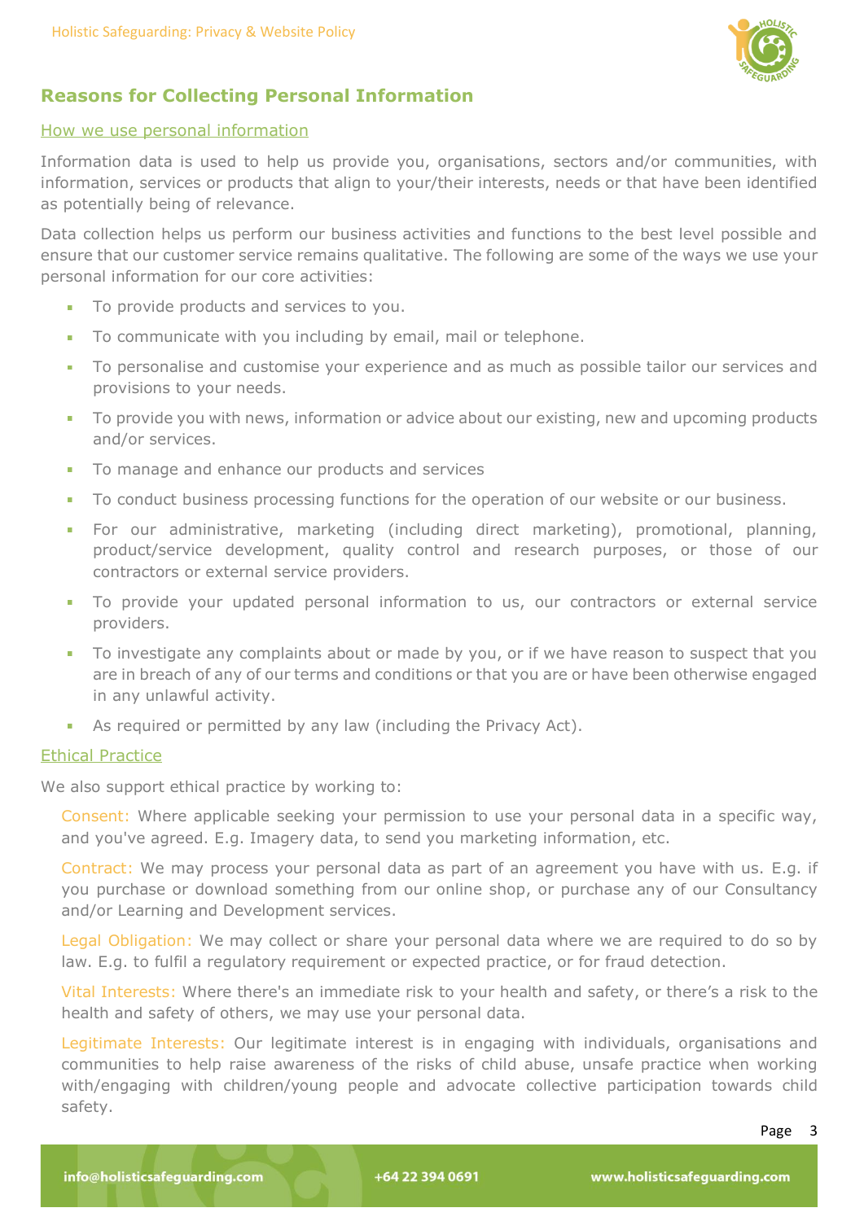## Reasons for Collecting Personal Information

### How we use personal information

Information data is used to help us provide you, organisations, sectors and/or communities, with information, services or products that align to your/their interests, needs or that have been identified as potentially being of relevance.

Data collection helps us perform our business activities and functions to the best level possible and ensure that our customer service remains qualitative. The following are some of the ways we use your personal information for our core activities:

- To provide products and services to you.
- To communicate with you including by email, mail or telephone.
- To personalise and customise your experience and as much as possible tailor our services and provisions to your needs.
- To provide you with news, information or advice about our existing, new and upcoming products and/or services.
- To manage and enhance our products and services
- To conduct business processing functions for the operation of our website or our business.
- For our administrative, marketing (including direct marketing), promotional, planning, product/service development, quality control and research purposes, or those of our contractors or external service providers.
- To provide your updated personal information to us, our contractors or external service providers.
- To investigate any complaints about or made by you, or if we have reason to suspect that you are in breach of any of our terms and conditions or that you are or have been otherwise engaged in any unlawful activity.
- As required or permitted by any law (including the Privacy Act).

### Ethical Practice

We also support ethical practice by working to:

Consent: Where applicable seeking your permission to use your personal data in a specific way, and you've agreed. E.g. Imagery data, to send you marketing information, etc.

Contract: We may process your personal data as part of an agreement you have with us. E.g. if you purchase or download something from our online shop, or purchase any of our Consultancy and/or Learning and Development services.

Legal Obligation: We may collect or share your personal data where we are required to do so by law. E.g. to fulfil a regulatory requirement or expected practice, or for fraud detection.

Vital Interests: Where there's an immediate risk to your health and safety, or there's a risk to the health and safety of others, we may use your personal data.

Legitimate Interests: Our legitimate interest is in engaging with individuals, organisations and communities to help raise awareness of the risks of child abuse, unsafe practice when working with/engaging with children/young people and advocate collective participation towards child safety.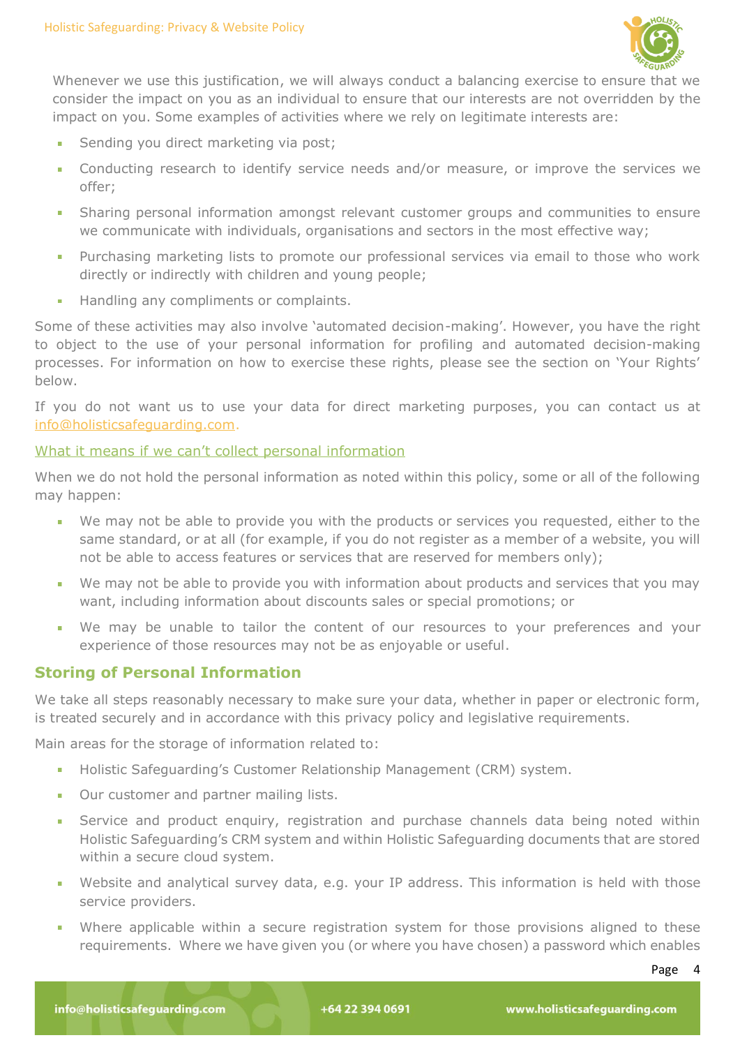Whenever we use this justification, we will always conduct a balancing exercise to ensure that we consider the impact on you as an individual to ensure that our interests are not overridden by the impact on you. Some examples of activities where we rely on legitimate interests are:

- Sending you direct marketing via post;
- Conducting research to identify service needs and/or measure, or improve the services we offer;
- Sharing personal information amongst relevant customer groups and communities to ensure we communicate with individuals, organisations and sectors in the most effective way;
- Purchasing marketing lists to promote our professional services via email to those who work directly or indirectly with children and young people;
- Handling any compliments or complaints.

Some of these activities may also involve 'automated decision-making'. However, you have the right to object to the use of your personal information for profiling and automated decision-making processes. For information on how to exercise these rights, please see the section on 'Your Rights' below.

If you do not want us to use your data for direct marketing purposes, you can contact us at info@holisticsafeguarding.com.

What it means if we can't collect personal information

When we do not hold the personal information as noted within this policy, some or all of the following may happen:

- We may not be able to provide you with the products or services you requested, either to the same standard, or at all (for example, if you do not register as a member of a website, you will not be able to access features or services that are reserved for members only);
- We may not be able to provide you with information about products and services that you may want, including information about discounts sales or special promotions; or
- We may be unable to tailor the content of our resources to your preferences and your experience of those resources may not be as enjoyable or useful.

## Storing of Personal Information

We take all steps reasonably necessary to make sure your data, whether in paper or electronic form, is treated securely and in accordance with this privacy policy and legislative requirements.

Main areas for the storage of information related to:

- Holistic Safeguarding's Customer Relationship Management (CRM) system.
- Our customer and partner mailing lists.
- Service and product enquiry, registration and purchase channels data being noted within Holistic Safeguarding's CRM system and within Holistic Safeguarding documents that are stored within a secure cloud system.
- Website and analytical survey data, e.g. your IP address. This information is held with those service providers.
- Where applicable within a secure registration system for those provisions aligned to these requirements. Where we have given you (or where you have chosen) a password which enables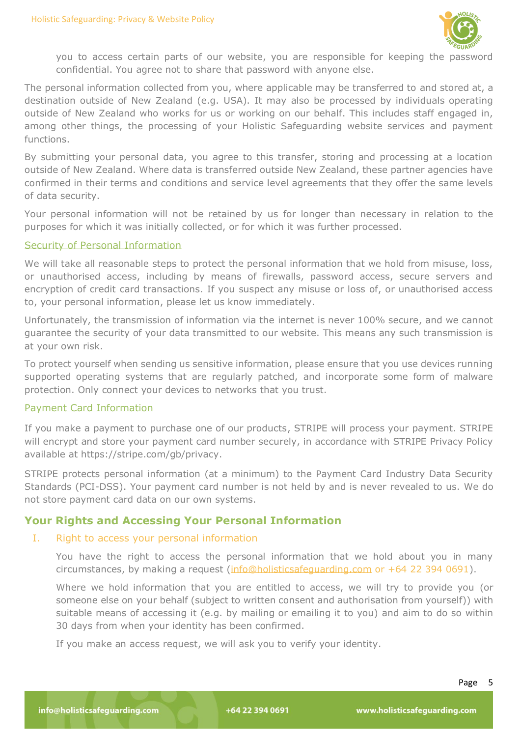you to access certain parts of our website, you are responsible for keeping the password confidential. You agree not to share that password with anyone else.

The personal information collected from you, where applicable may be transferred to and stored at, a destination outside of New Zealand (e.g. USA). It may also be processed by individuals operating outside of New Zealand who works for us or working on our behalf. This includes staff engaged in, among other things, the processing of your Holistic Safeguarding website services and payment functions.

By submitting your personal data, you agree to this transfer, storing and processing at a location outside of New Zealand. Where data is transferred outside New Zealand, these partner agencies have confirmed in their terms and conditions and service level agreements that they offer the same levels of data security.

Your personal information will not be retained by us for longer than necessary in relation to the purposes for which it was initially collected, or for which it was further processed.

### Security of Personal Information

We will take all reasonable steps to protect the personal information that we hold from misuse, loss, or unauthorised access, including by means of firewalls, password access, secure servers and encryption of credit card transactions. If you suspect any misuse or loss of, or unauthorised access to, your personal information, please let us know immediately.

Unfortunately, the transmission of information via the internet is never 100% secure, and we cannot guarantee the security of your data transmitted to our website. This means any such transmission is at your own risk.

To protect yourself when sending us sensitive information, please ensure that you use devices running supported operating systems that are regularly patched, and incorporate some form of malware protection. Only connect your devices to networks that you trust.

### Payment Card Information

If you make a payment to purchase one of our products, STRIPE will process your payment. STRIPE will encrypt and store your payment card number securely, in accordance with STRIPE Privacy Policy available at https://stripe.com/gb/privacy.

STRIPE protects personal information (at a minimum) to the Payment Card Industry Data Security Standards (PCI-DSS). Your payment card number is not held by and is never revealed to us. We do not store payment card data on our own systems.

## Your Rights and Accessing Your Personal Information

### I. Right to access your personal information

You have the right to access the personal information that we hold about you in many circumstances, by making a request (info@holisticsafeguarding.com or +64 22 394 0691).

Where we hold information that you are entitled to access, we will try to provide you (or someone else on your behalf (subject to written consent and authorisation from yourself)) with suitable means of accessing it (e.g. by mailing or emailing it to you) and aim to do so within 30 days from when your identity has been confirmed.

If you make an access request, we will ask you to verify your identity.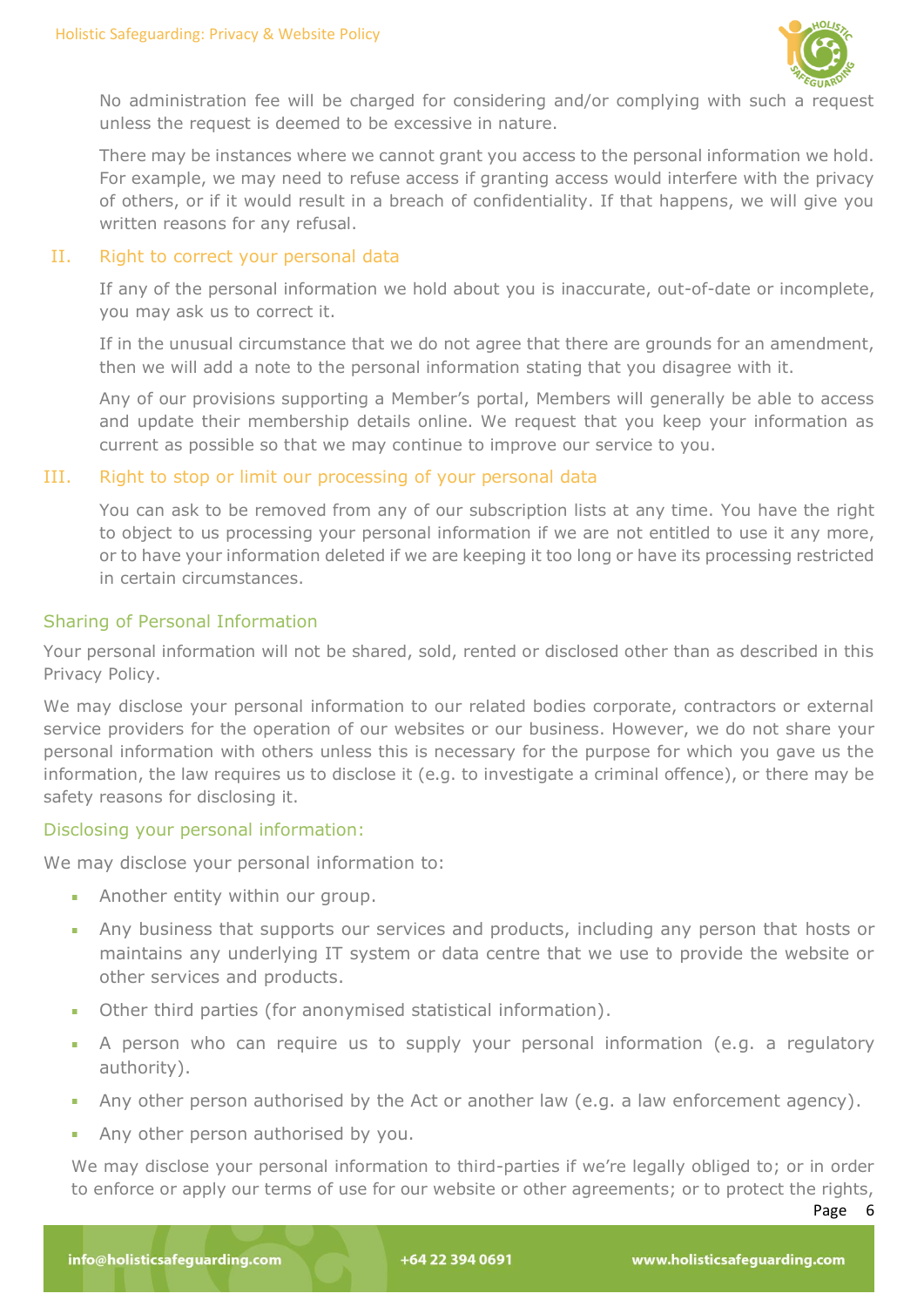No administration fee will be charged for considering and/or complying with such a request unless the request is deemed to be excessive in nature.

There may be instances where we cannot grant you access to the personal information we hold. For example, we may need to refuse access if granting access would interfere with the privacy of others, or if it would result in a breach of confidentiality. If that happens, we will give you written reasons for any refusal.

### II. Right to correct your personal data

If any of the personal information we hold about you is inaccurate, out-of-date or incomplete, you may ask us to correct it.

If in the unusual circumstance that we do not agree that there are grounds for an amendment, then we will add a note to the personal information stating that you disagree with it.

Any of our provisions supporting a Member's portal, Members will generally be able to access and update their membership details online. We request that you keep your information as current as possible so that we may continue to improve our service to you.

### III. Right to stop or limit our processing of your personal data

You can ask to be removed from any of our subscription lists at any time. You have the right to object to us processing your personal information if we are not entitled to use it any more, or to have your information deleted if we are keeping it too long or have its processing restricted in certain circumstances.

## Sharing of Personal Information

Your personal information will not be shared, sold, rented or disclosed other than as described in this Privacy Policy.

We may disclose your personal information to our related bodies corporate, contractors or external service providers for the operation of our websites or our business. However, we do not share your personal information with others unless this is necessary for the purpose for which you gave us the information, the law requires us to disclose it (e.g. to investigate a criminal offence), or there may be safety reasons for disclosing it.

### Disclosing your personal information:

We may disclose your personal information to:

- Another entity within our group.
- Any business that supports our services and products, including any person that hosts or maintains any underlying IT system or data centre that we use to provide the website or other services and products.
- Other third parties (for anonymised statistical information).
- A person who can require us to supply your personal information (e.g. a regulatory authority).
- Any other person authorised by the Act or another law (e.g. a law enforcement agency).
- Any other person authorised by you.

We may disclose your personal information to third-parties if we're legally obliged to; or in order to enforce or apply our terms of use for our website or other agreements; or to protect the rights,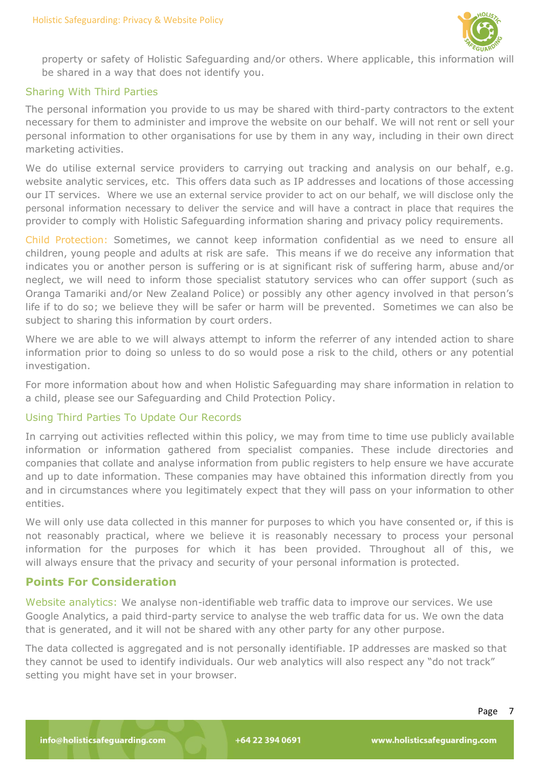property or safety of Holistic Safeguarding and/or others. Where applicable, this information will be shared in a way that does not identify you.

### Sharing With Third Parties

The personal information you provide to us may be shared with third-party contractors to the extent necessary for them to administer and improve the website on our behalf. We will not rent or sell your personal information to other organisations for use by them in any way, including in their own direct marketing activities.

We do utilise external service providers to carrying out tracking and analysis on our behalf, e.g. website analytic services, etc. This offers data such as IP addresses and locations of those accessing our IT services. Where we use an external service provider to act on our behalf, we will disclose only the personal information necessary to deliver the service and will have a contract in place that requires the provider to comply with Holistic Safeguarding information sharing and privacy policy requirements.

Child Protection: Sometimes, we cannot keep information confidential as we need to ensure all children, young people and adults at risk are safe. This means if we do receive any information that indicates you or another person is suffering or is at significant risk of suffering harm, abuse and/or neglect, we will need to inform those specialist statutory services who can offer support (such as Oranga Tamariki and/or New Zealand Police) or possibly any other agency involved in that person's life if to do so; we believe they will be safer or harm will be prevented. Sometimes we can also be subject to sharing this information by court orders.

Where we are able to we will always attempt to inform the referrer of any intended action to share information prior to doing so unless to do so would pose a risk to the child, others or any potential investigation.

For more information about how and when Holistic Safeguarding may share information in relation to a child, please see our Safeguarding and Child Protection Policy.

### Using Third Parties To Update Our Records

In carrying out activities reflected within this policy, we may from time to time use publicly available information or information gathered from specialist companies. These include directories and companies that collate and analyse information from public registers to help ensure we have accurate and up to date information. These companies may have obtained this information directly from you and in circumstances where you legitimately expect that they will pass on your information to other entities.

We will only use data collected in this manner for purposes to which you have consented or, if this is not reasonably practical, where we believe it is reasonably necessary to process your personal information for the purposes for which it has been provided. Throughout all of this, we will always ensure that the privacy and security of your personal information is protected.

## Points For Consideration

Website analytics: We analyse non-identifiable web traffic data to improve our services. We use Google Analytics, a paid third-party service to analyse the web traffic data for us. We own the data that is generated, and it will not be shared with any other party for any other purpose.

The data collected is aggregated and is not personally identifiable. IP addresses are masked so that they cannot be used to identify individuals. Our web analytics will also respect any "do not track" setting you might have set in your browser.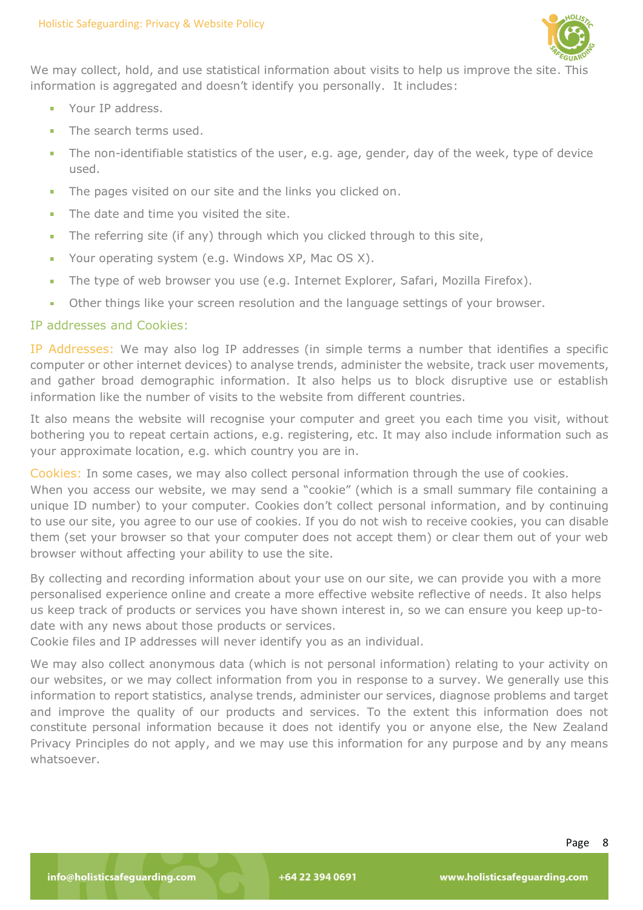We may collect, hold, and use statistical information about visits to help us improve the site. This information is aggregated and doesn't identify you personally. It includes:

- Your IP address.
- The search terms used.
- The non-identifiable statistics of the user, e.g. age, gender, day of the week, type of device used.
- The pages visited on our site and the links you clicked on.
- The date and time you visited the site.
- The referring site (if any) through which you clicked through to this site,
- Your operating system (e.g. Windows XP, Mac OS X).
- The type of web browser you use (e.g. Internet Explorer, Safari, Mozilla Firefox).
- Other things like your screen resolution and the language settings of your browser.

## IP addresses and Cookies:

IP Addresses: We may also log IP addresses (in simple terms a number that identifies a specific computer or other internet devices) to analyse trends, administer the website, track user movements, and gather broad demographic information. It also helps us to block disruptive use or establish information like the number of visits to the website from different countries.

It also means the website will recognise your computer and greet you each time you visit, without bothering you to repeat certain actions, e.g. registering, etc. It may also include information such as your approximate location, e.g. which country you are in.

Cookies: In some cases, we may also collect personal information through the use of cookies.
When you access our website, we may send a "cookie" (which is a small summary file containing a unique ID number) to your computer. Cookies don't collect personal information, and by continuing to use our site, you agree to our use of cookies. If you do not wish to receive cookies, you can disable them (set your browser so that your computer does not accept them) or clear them out of your web browser without affecting your ability to use the site.

By collecting and recording information about your use on our site, we can provide you with a more personalised experience online and create a more effective website reflective of needs. It also helps us keep track of products or services you have shown interest in, so we can ensure you keep up-to-date with any news about those products or services.
Cookie files and IP addresses will never identify you as an individual.

We may also collect anonymous data (which is not personal information) relating to your activity on our websites, or we may collect information from you in response to a survey. We generally use this information to report statistics, analyse trends, administer our services, diagnose problems and target and improve the quality of our products and services. To the extent this information does not constitute personal information because it does not identify you or anyone else, the New Zealand Privacy Principles do not apply, and we may use this information for any purpose and by any means whatsoever.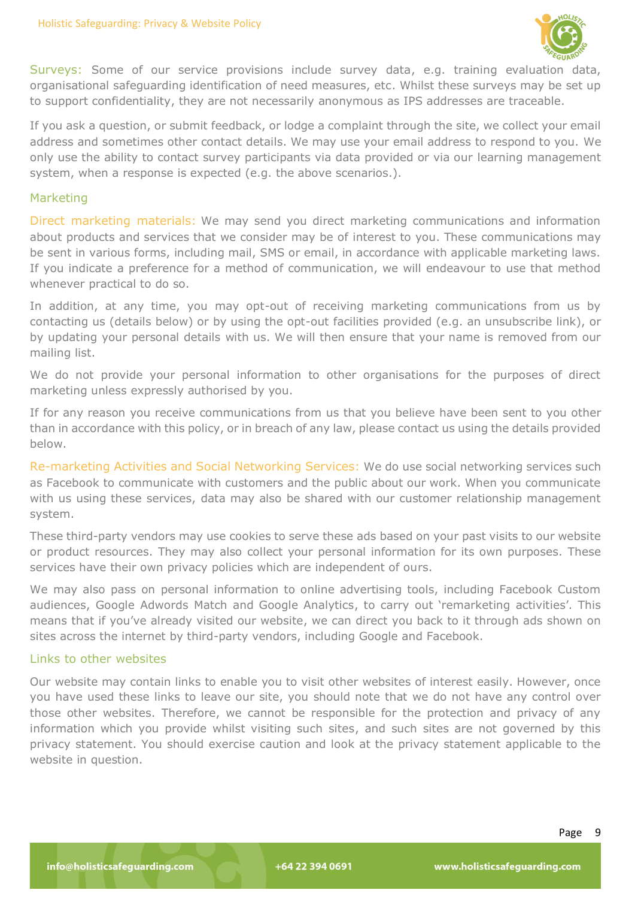Surveys: Some of our service provisions include survey data, e.g. training evaluation data, organisational safeguarding identification of need measures, etc. Whilst these surveys may be set up to support confidentiality, they are not necessarily anonymous as IPS addresses are traceable.

If you ask a question, or submit feedback, or lodge a complaint through the site, we collect your email address and sometimes other contact details. We may use your email address to respond to you. We only use the ability to contact survey participants via data provided or via our learning management system, when a response is expected (e.g. the above scenarios.).

## Marketing

Direct marketing materials: We may send you direct marketing communications and information about products and services that we consider may be of interest to you. These communications may be sent in various forms, including mail, SMS or email, in accordance with applicable marketing laws. If you indicate a preference for a method of communication, we will endeavour to use that method whenever practical to do so.

In addition, at any time, you may opt-out of receiving marketing communications from us by contacting us (details below) or by using the opt-out facilities provided (e.g. an unsubscribe link), or by updating your personal details with us. We will then ensure that your name is removed from our mailing list.

We do not provide your personal information to other organisations for the purposes of direct marketing unless expressly authorised by you.

If for any reason you receive communications from us that you believe have been sent to you other than in accordance with this policy, or in breach of any law, please contact us using the details provided below.

Re-marketing Activities and Social Networking Services: We do use social networking services such as Facebook to communicate with customers and the public about our work. When you communicate with us using these services, data may also be shared with our customer relationship management system.

These third-party vendors may use cookies to serve these ads based on your past visits to our website or product resources. They may also collect your personal information for its own purposes. These services have their own privacy policies which are independent of ours.

We may also pass on personal information to online advertising tools, including Facebook Custom audiences, Google Adwords Match and Google Analytics, to carry out 'remarketing activities'. This means that if you've already visited our website, we can direct you back to it through ads shown on sites across the internet by third-party vendors, including Google and Facebook.

## Links to other websites

Our website may contain links to enable you to visit other websites of interest easily. However, once you have used these links to leave our site, you should note that we do not have any control over those other websites. Therefore, we cannot be responsible for the protection and privacy of any information which you provide whilst visiting such sites, and such sites are not governed by this privacy statement. You should exercise caution and look at the privacy statement applicable to the website in question.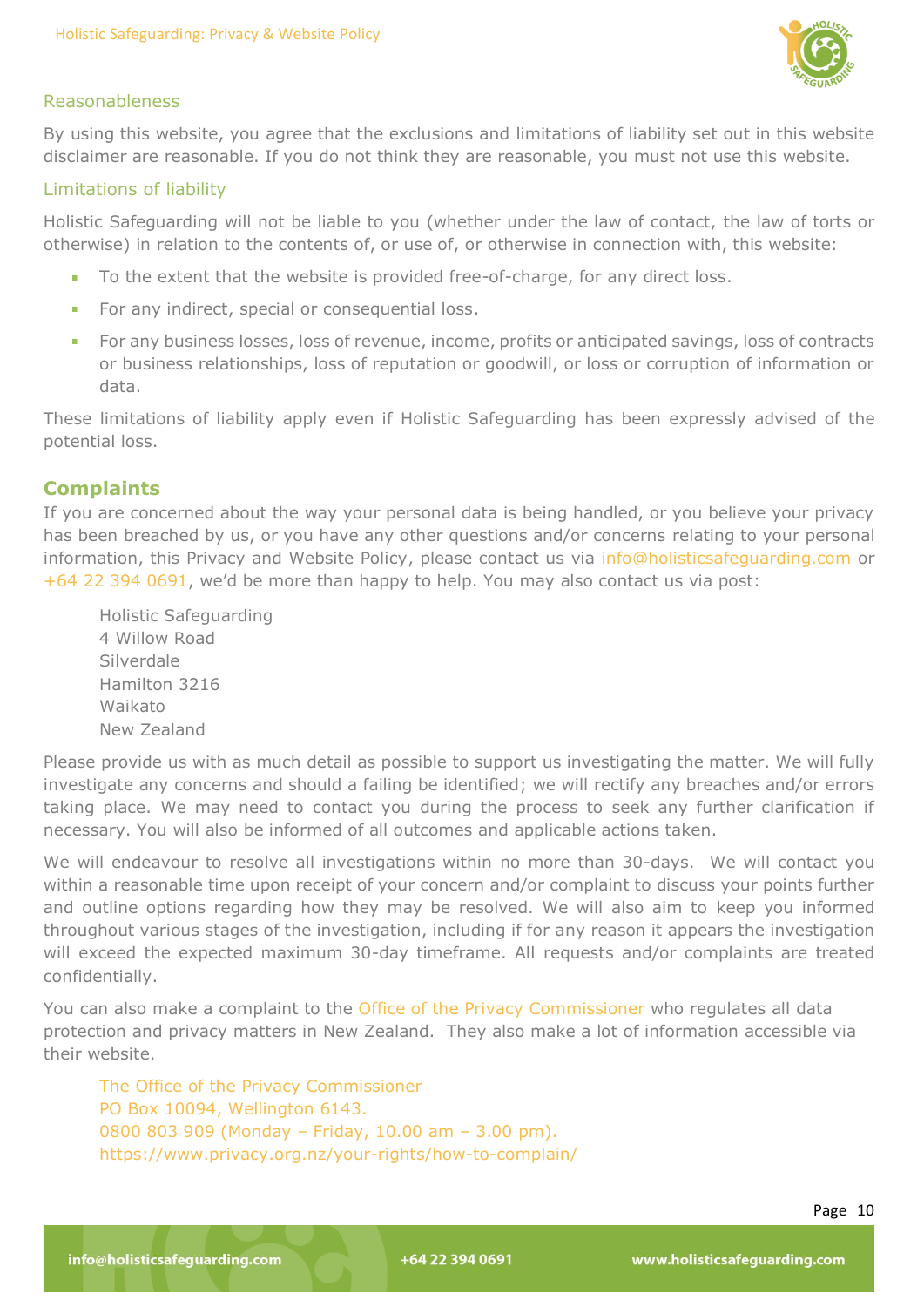### Reasonableness

By using this website, you agree that the exclusions and limitations of liability set out in this website disclaimer are reasonable. If you do not think they are reasonable, you must not use this website.

### Limitations of liability

Holistic Safeguarding will not be liable to you (whether under the law of contact, the law of torts or otherwise) in relation to the contents of, or use of, or otherwise in connection with, this website:

- To the extent that the website is provided free-of-charge, for any direct loss.
- For any indirect, special or consequential loss.
- For any business losses, loss of revenue, income, profits or anticipated savings, loss of contracts or business relationships, loss of reputation or goodwill, or loss or corruption of information or data.

These limitations of liability apply even if Holistic Safeguarding has been expressly advised of the potential loss.

## Complaints

If you are concerned about the way your personal data is being handled, or you believe your privacy has been breached by us, or you have any other questions and/or concerns relating to your personal information, this Privacy and Website Policy, please contact us via info@holisticsafeguarding.com or +64 22 394 0691, we'd be more than happy to help. You may also contact us via post:

Holistic Safeguarding
4 Willow Road
Silverdale
Hamilton 3216
Waikato
New Zealand

Please provide us with as much detail as possible to support us investigating the matter. We will fully investigate any concerns and should a failing be identified; we will rectify any breaches and/or errors taking place. We may need to contact you during the process to seek any further clarification if necessary. You will also be informed of all outcomes and applicable actions taken.

We will endeavour to resolve all investigations within no more than 30-days. We will contact you within a reasonable time upon receipt of your concern and/or complaint to discuss your points further and outline options regarding how they may be resolved. We will also aim to keep you informed throughout various stages of the investigation, including if for any reason it appears the investigation will exceed the expected maximum 30-day timeframe. All requests and/or complaints are treated confidentially.

You can also make a complaint to the Office of the Privacy Commissioner who regulates all data protection and privacy matters in New Zealand. They also make a lot of information accessible via their website.

The Office of the Privacy Commissioner
PO Box 10094, Wellington 6143.
0800 803 909 (Monday – Friday, 10.00 am – 3.00 pm).
https://www.privacy.org.nz/your-rights/how-to-complain/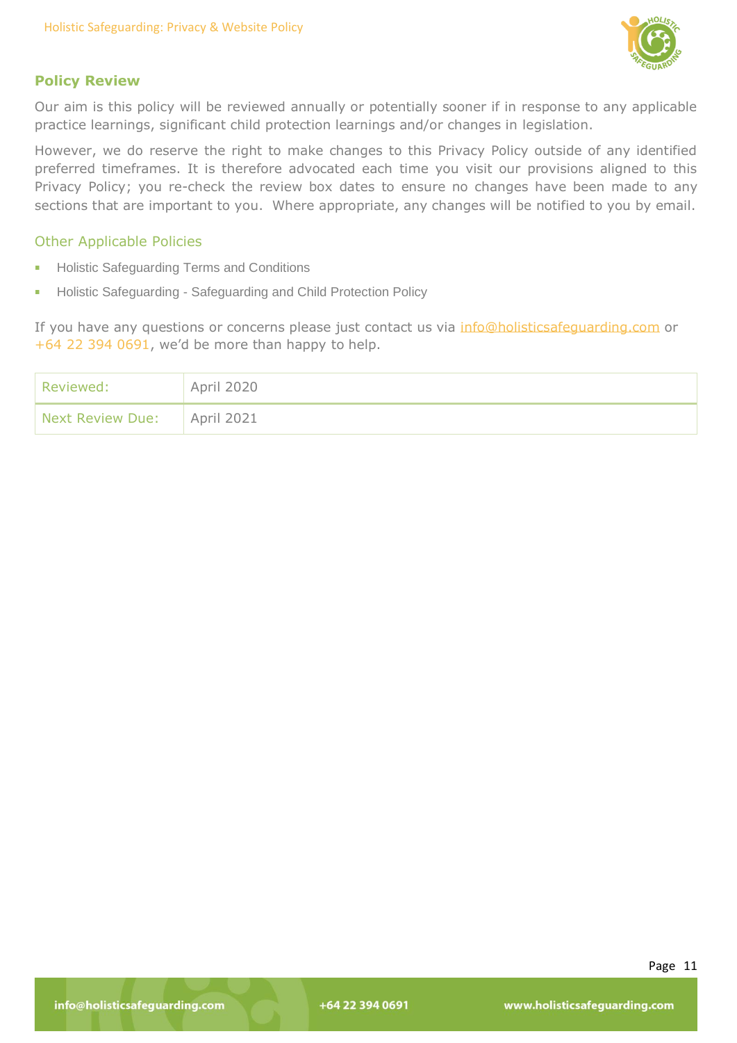## Policy Review

Our aim is this policy will be reviewed annually or potentially sooner if in response to any applicable practice learnings, significant child protection learnings and/or changes in legislation.

However, we do reserve the right to make changes to this Privacy Policy outside of any identified preferred timeframes. It is therefore advocated each time you visit our provisions aligned to this Privacy Policy; you re-check the review box dates to ensure no changes have been made to any sections that are important to you. Where appropriate, any changes will be notified to you by email.

### Other Applicable Policies

- Holistic Safeguarding Terms and Conditions
- Holistic Safeguarding - Safeguarding and Child Protection Policy

If you have any questions or concerns please just contact us via info@holisticsafeguarding.com or +64 22 394 0691, we'd be more than happy to help.

| | |
|---|---|
| Reviewed: | April 2020 |
| Next Review Due: | April 2021 |